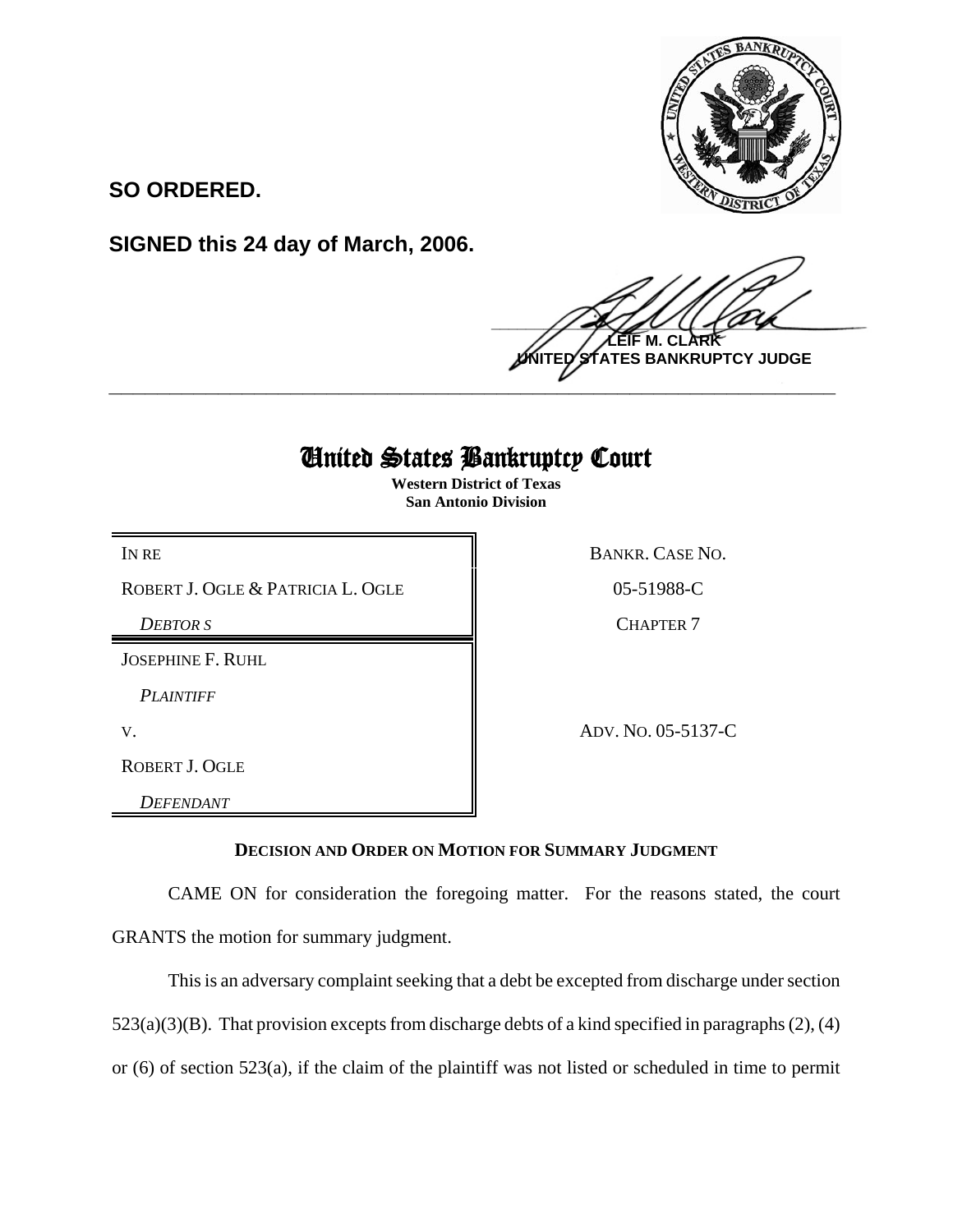**SO ORDERED.**

**SIGNED this 24 day of March, 2006.**

**LEIF M. CLARK**
**UNITED STATES BANKRUPTCY JUDGE**

---

# United States Bankruptcy Court

**Western District of Texas**
**San Antonio Division**

| | |
|---|---|
| IN RE | BANKR. CASE NO. |
| ROBERT J. OGLE & PATRICIA L. OGLE | 05-51988-C |
| *DEBTOR S* | CHAPTER 7 |
| JOSEPHINE F. RUHL | |
| *PLAINTIFF* | |
| V. | ADV. NO. 05-5137-C |
| ROBERT J. OGLE | |
| *DEFENDANT* | |

**DECISION AND ORDER ON MOTION FOR SUMMARY JUDGMENT**

CAME ON for consideration the foregoing matter. For the reasons stated, the court GRANTS the motion for summary judgment.

This is an adversary complaint seeking that a debt be excepted from discharge under section 523(a)(3)(B). That provision excepts from discharge debts of a kind specified in paragraphs (2), (4) or (6) of section 523(a), if the claim of the plaintiff was not listed or scheduled in time to permit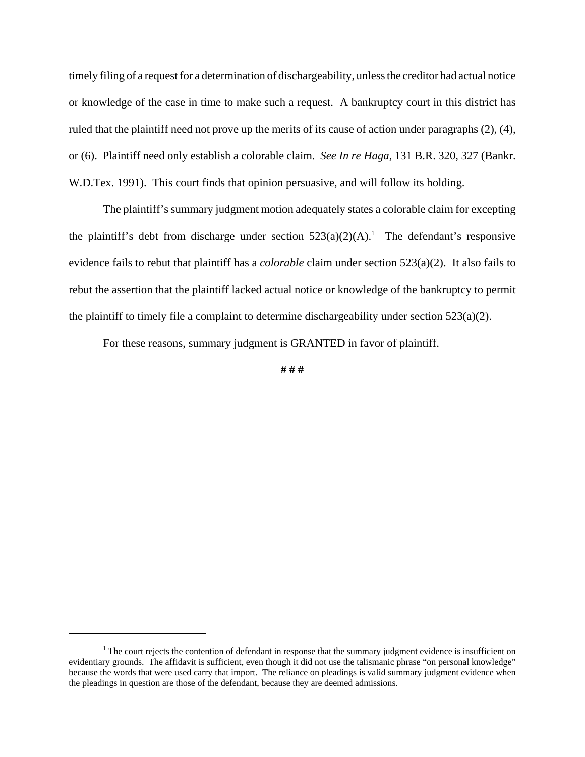timely filing of a request for a determination of dischargeability, unless the creditor had actual notice or knowledge of the case in time to make such a request. A bankruptcy court in this district has ruled that the plaintiff need not prove up the merits of its cause of action under paragraphs (2), (4), or (6). Plaintiff need only establish a colorable claim. *See In re Haga*, 131 B.R. 320, 327 (Bankr. W.D.Tex. 1991). This court finds that opinion persuasive, and will follow its holding.

The plaintiff's summary judgment motion adequately states a colorable claim for excepting the plaintiff's debt from discharge under section 523(a)(2)(A).[1] The defendant's responsive evidence fails to rebut that plaintiff has a *colorable* claim under section 523(a)(2). It also fails to rebut the assertion that the plaintiff lacked actual notice or knowledge of the bankruptcy to permit the plaintiff to timely file a complaint to determine dischargeability under section 523(a)(2).

For these reasons, summary judgment is GRANTED in favor of plaintiff.

# # #

[1] The court rejects the contention of defendant in response that the summary judgment evidence is insufficient on evidentiary grounds. The affidavit is sufficient, even though it did not use the talismanic phrase "on personal knowledge" because the words that were used carry that import. The reliance on pleadings is valid summary judgment evidence when the pleadings in question are those of the defendant, because they are deemed admissions.